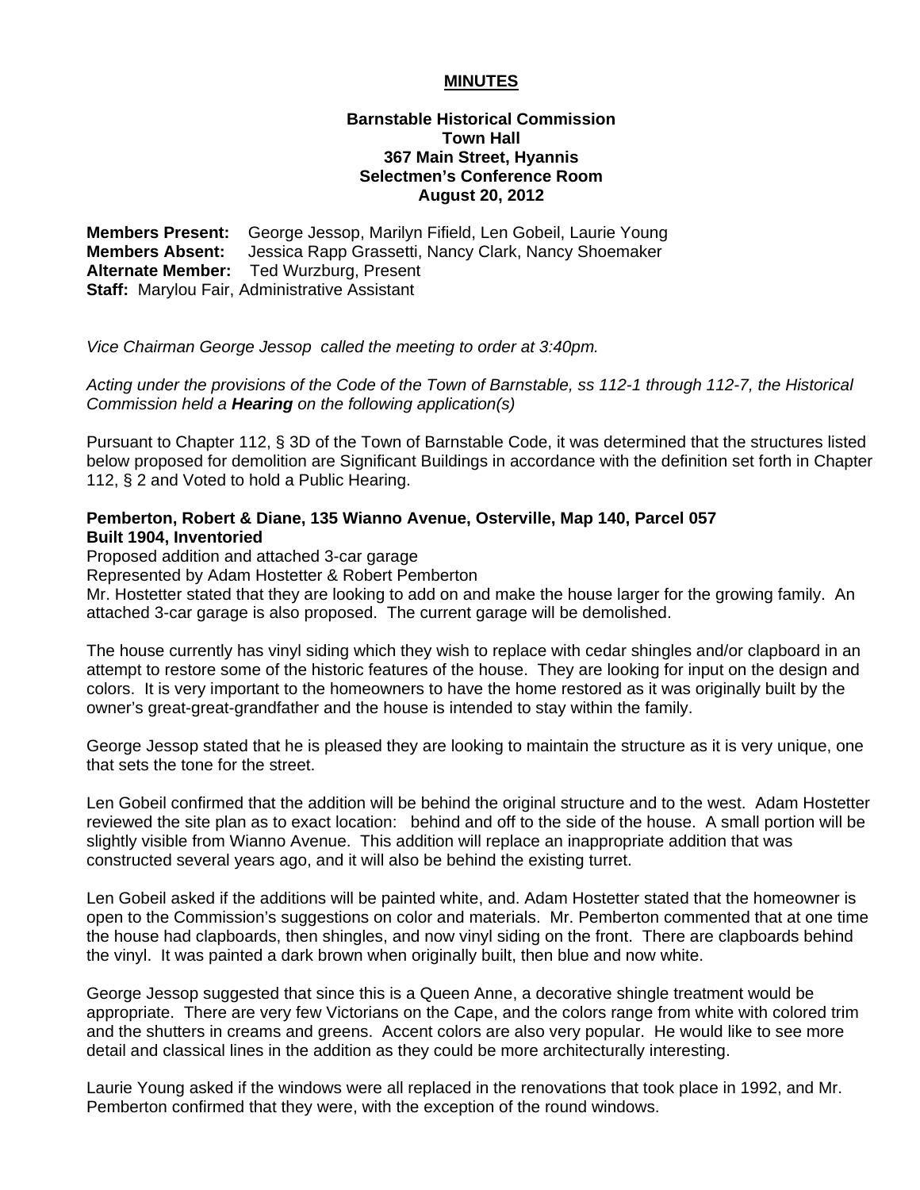# MINUTES

**Barnstable Historical Commission**
**Town Hall**
**367 Main Street, Hyannis**
**Selectmen's Conference Room**
**August 20, 2012**

**Members Present:** George Jessop, Marilyn Fifield, Len Gobeil, Laurie Young
**Members Absent:** Jessica Rapp Grassetti, Nancy Clark, Nancy Shoemaker
**Alternate Member:** Ted Wurzburg, Present
**Staff:** Marylou Fair, Administrative Assistant

*Vice Chairman George Jessop called the meeting to order at 3:40pm.*

*Acting under the provisions of the Code of the Town of Barnstable, ss 112-1 through 112-7, the Historical Commission held a* ***Hearing*** *on the following application(s)*

Pursuant to Chapter 112, § 3D of the Town of Barnstable Code, it was determined that the structures listed below proposed for demolition are Significant Buildings in accordance with the definition set forth in Chapter 112, § 2 and Voted to hold a Public Hearing.

**Pemberton, Robert & Diane, 135 Wianno Avenue, Osterville, Map 140, Parcel 057**
**Built 1904, Inventoried**
Proposed addition and attached 3-car garage
Represented by Adam Hostetter & Robert Pemberton
Mr. Hostetter stated that they are looking to add on and make the house larger for the growing family. An attached 3-car garage is also proposed. The current garage will be demolished.

The house currently has vinyl siding which they wish to replace with cedar shingles and/or clapboard in an attempt to restore some of the historic features of the house. They are looking for input on the design and colors. It is very important to the homeowners to have the home restored as it was originally built by the owner's great-great-grandfather and the house is intended to stay within the family.

George Jessop stated that he is pleased they are looking to maintain the structure as it is very unique, one that sets the tone for the street.

Len Gobeil confirmed that the addition will be behind the original structure and to the west. Adam Hostetter reviewed the site plan as to exact location: behind and off to the side of the house. A small portion will be slightly visible from Wianno Avenue. This addition will replace an inappropriate addition that was constructed several years ago, and it will also be behind the existing turret.

Len Gobeil asked if the additions will be painted white, and. Adam Hostetter stated that the homeowner is open to the Commission's suggestions on color and materials. Mr. Pemberton commented that at one time the house had clapboards, then shingles, and now vinyl siding on the front. There are clapboards behind the vinyl. It was painted a dark brown when originally built, then blue and now white.

George Jessop suggested that since this is a Queen Anne, a decorative shingle treatment would be appropriate. There are very few Victorians on the Cape, and the colors range from white with colored trim and the shutters in creams and greens. Accent colors are also very popular. He would like to see more detail and classical lines in the addition as they could be more architecturally interesting.

Laurie Young asked if the windows were all replaced in the renovations that took place in 1992, and Mr. Pemberton confirmed that they were, with the exception of the round windows.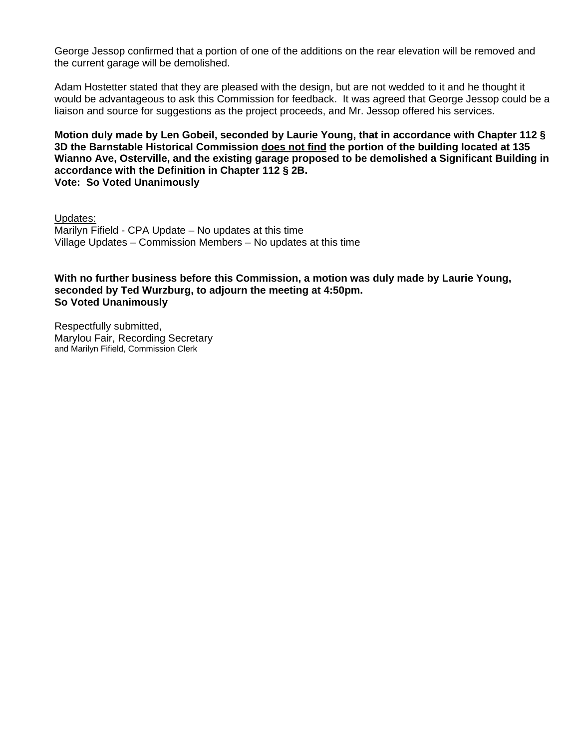George Jessop confirmed that a portion of one of the additions on the rear elevation will be removed and the current garage will be demolished.

Adam Hostetter stated that they are pleased with the design, but are not wedded to it and he thought it would be advantageous to ask this Commission for feedback. It was agreed that George Jessop could be a liaison and source for suggestions as the project proceeds, and Mr. Jessop offered his services.

**Motion duly made by Len Gobeil, seconded by Laurie Young, that in accordance with Chapter 112 § 3D the Barnstable Historical Commission <u>does not find</u> the portion of the building located at 135 Wianno Ave, Osterville, and the existing garage proposed to be demolished a Significant Building in accordance with the Definition in Chapter 112 § 2B.**
**Vote: So Voted Unanimously**

<u>Updates:</u>
Marilyn Fifield - CPA Update – No updates at this time
Village Updates – Commission Members – No updates at this time

**With no further business before this Commission, a motion was duly made by Laurie Young, seconded by Ted Wurzburg, to adjourn the meeting at 4:50pm.**
**So Voted Unanimously**

Respectfully submitted,
Marylou Fair, Recording Secretary
and Marilyn Fifield, Commission Clerk